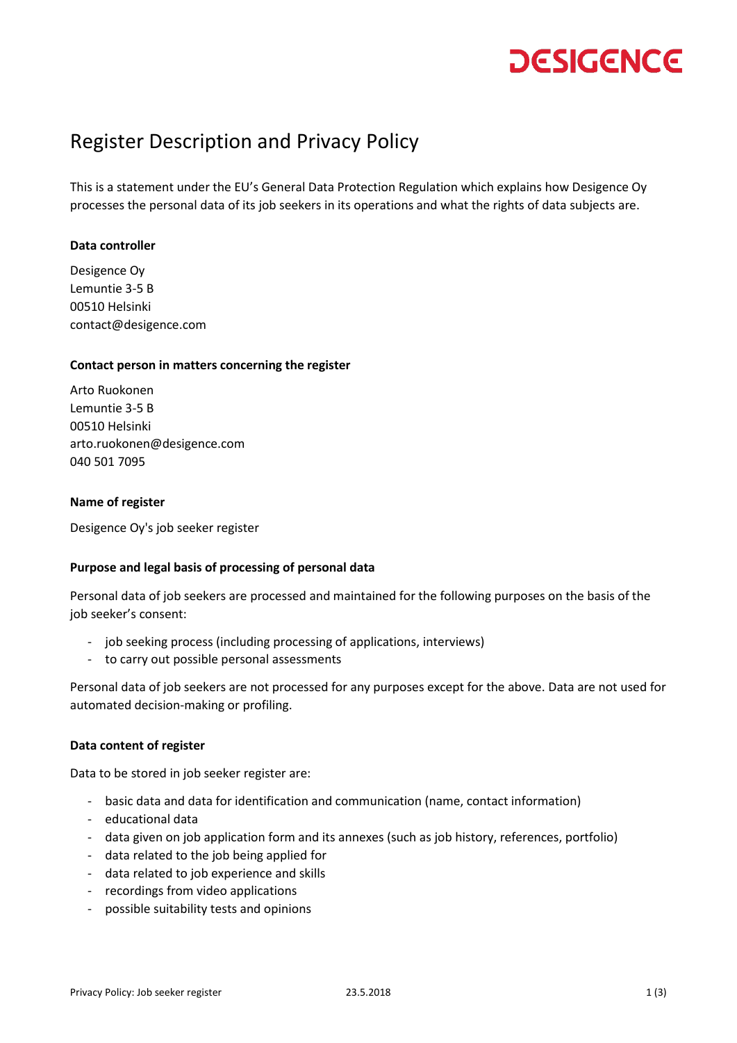# Register Description and Privacy Policy

This is a statement under the EU's General Data Protection Regulation which explains how Desigence Oy processes the personal data of its job seekers in its operations and what the rights of data subjects are.

**Data controller**

Desigence Oy
Lemuntie 3-5 B
00510 Helsinki
contact@desigence.com

**Contact person in matters concerning the register**

Arto Ruokonen
Lemuntie 3-5 B
00510 Helsinki
arto.ruokonen@desigence.com
040 501 7095

**Name of register**

Desigence Oy's job seeker register

**Purpose and legal basis of processing of personal data**

Personal data of job seekers are processed and maintained for the following purposes on the basis of the job seeker's consent:

- job seeking process (including processing of applications, interviews)
- to carry out possible personal assessments

Personal data of job seekers are not processed for any purposes except for the above. Data are not used for automated decision-making or profiling.

**Data content of register**

Data to be stored in job seeker register are:

- basic data and data for identification and communication (name, contact information)
- educational data
- data given on job application form and its annexes (such as job history, references, portfolio)
- data related to the job being applied for
- data related to job experience and skills
- recordings from video applications
- possible suitability tests and opinions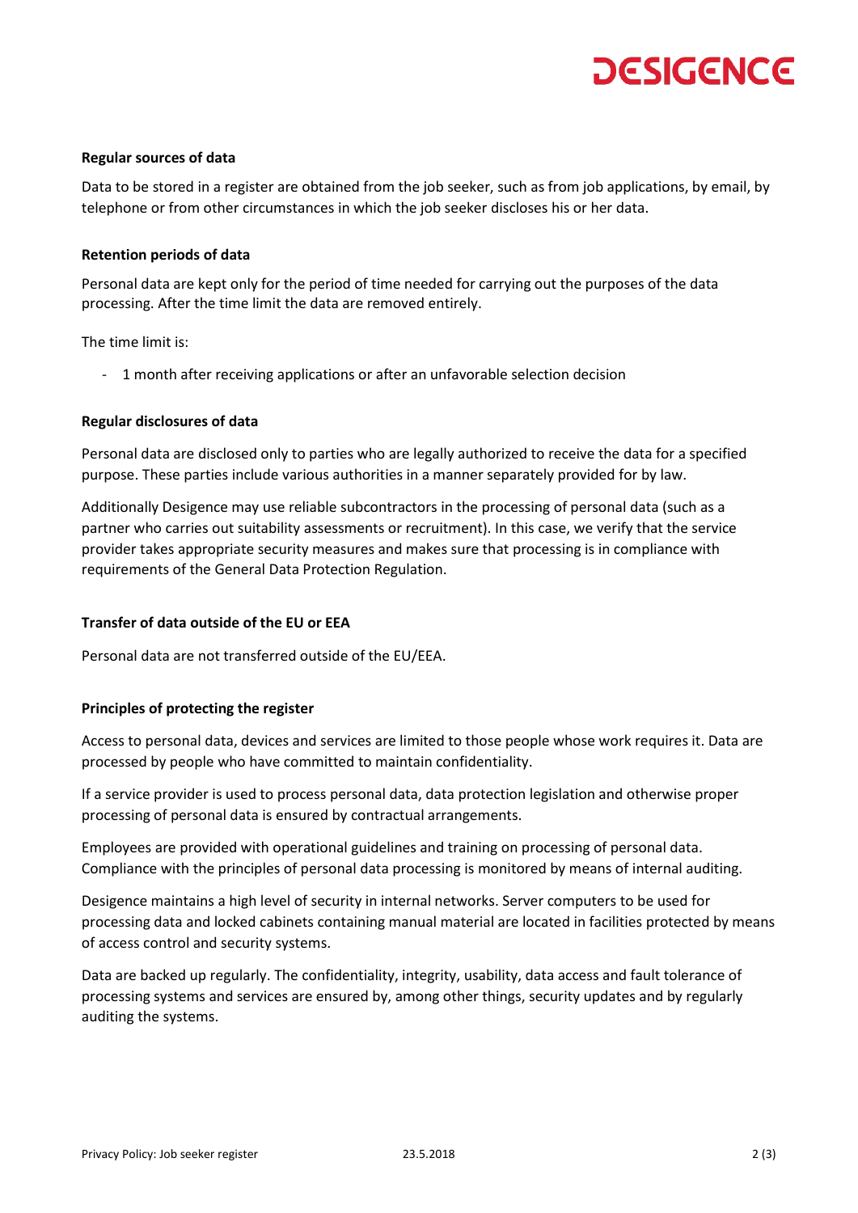### Regular sources of data

Data to be stored in a register are obtained from the job seeker, such as from job applications, by email, by telephone or from other circumstances in which the job seeker discloses his or her data.

### Retention periods of data

Personal data are kept only for the period of time needed for carrying out the purposes of the data processing. After the time limit the data are removed entirely.

The time limit is:

- 1 month after receiving applications or after an unfavorable selection decision

### Regular disclosures of data

Personal data are disclosed only to parties who are legally authorized to receive the data for a specified purpose. These parties include various authorities in a manner separately provided for by law.

Additionally Desigence may use reliable subcontractors in the processing of personal data (such as a partner who carries out suitability assessments or recruitment). In this case, we verify that the service provider takes appropriate security measures and makes sure that processing is in compliance with requirements of the General Data Protection Regulation.

### Transfer of data outside of the EU or EEA

Personal data are not transferred outside of the EU/EEA.

### Principles of protecting the register

Access to personal data, devices and services are limited to those people whose work requires it. Data are processed by people who have committed to maintain confidentiality.

If a service provider is used to process personal data, data protection legislation and otherwise proper processing of personal data is ensured by contractual arrangements.

Employees are provided with operational guidelines and training on processing of personal data. Compliance with the principles of personal data processing is monitored by means of internal auditing.

Desigence maintains a high level of security in internal networks. Server computers to be used for processing data and locked cabinets containing manual material are located in facilities protected by means of access control and security systems.

Data are backed up regularly. The confidentiality, integrity, usability, data access and fault tolerance of processing systems and services are ensured by, among other things, security updates and by regularly auditing the systems.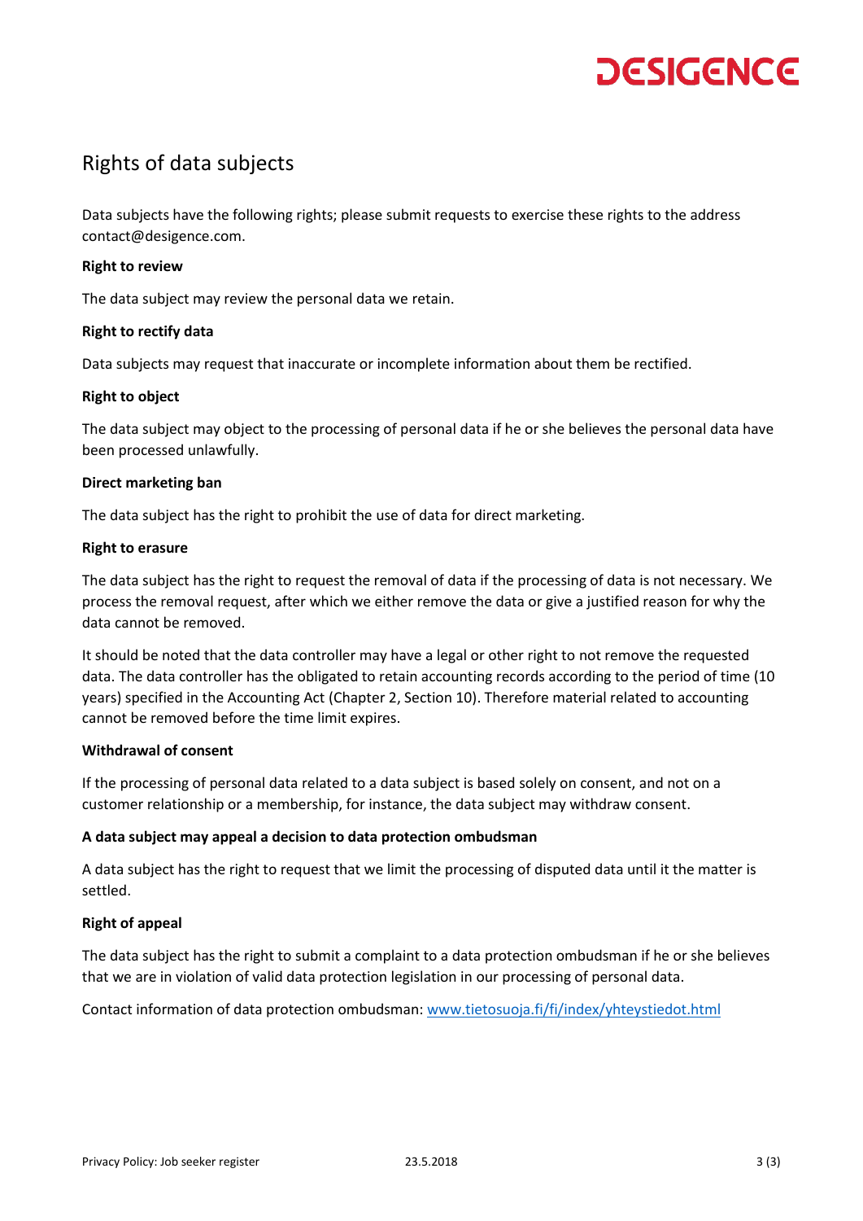## Rights of data subjects

Data subjects have the following rights; please submit requests to exercise these rights to the address contact@desigence.com.

**Right to review**

The data subject may review the personal data we retain.

**Right to rectify data**

Data subjects may request that inaccurate or incomplete information about them be rectified.

**Right to object**

The data subject may object to the processing of personal data if he or she believes the personal data have been processed unlawfully.

**Direct marketing ban**

The data subject has the right to prohibit the use of data for direct marketing.

**Right to erasure**

The data subject has the right to request the removal of data if the processing of data is not necessary. We process the removal request, after which we either remove the data or give a justified reason for why the data cannot be removed.

It should be noted that the data controller may have a legal or other right to not remove the requested data. The data controller has the obligated to retain accounting records according to the period of time (10 years) specified in the Accounting Act (Chapter 2, Section 10). Therefore material related to accounting cannot be removed before the time limit expires.

**Withdrawal of consent**

If the processing of personal data related to a data subject is based solely on consent, and not on a customer relationship or a membership, for instance, the data subject may withdraw consent.

**A data subject may appeal a decision to data protection ombudsman**

A data subject has the right to request that we limit the processing of disputed data until it the matter is settled.

**Right of appeal**

The data subject has the right to submit a complaint to a data protection ombudsman if he or she believes that we are in violation of valid data protection legislation in our processing of personal data.

Contact information of data protection ombudsman: [www.tietosuoja.fi/fi/index/yhteystiedot.html](www.tietosuoja.fi/fi/index/yhteystiedot.html)